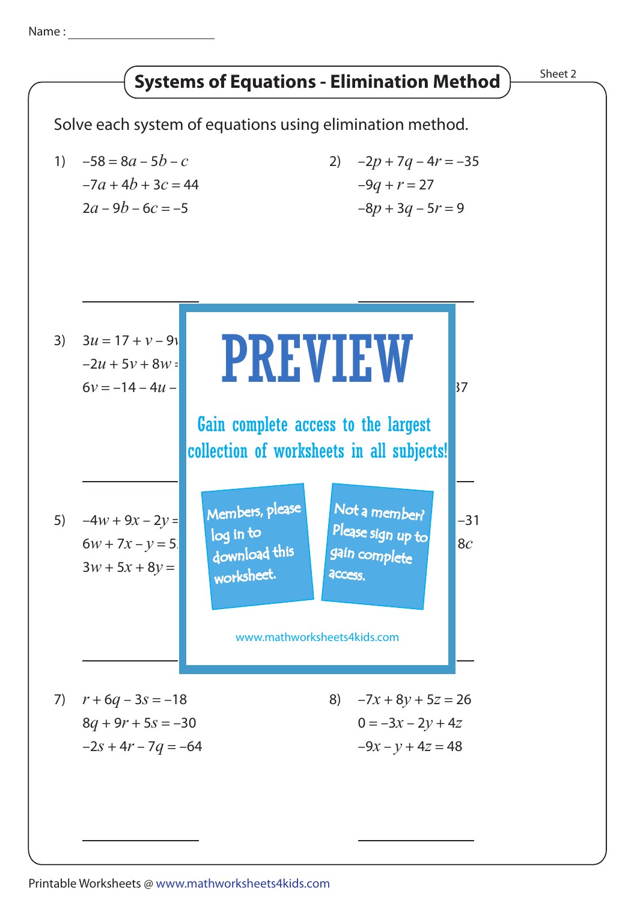Name : \_\_\_\_\_\_\_\_\_\_\_\_\_\_\_\_\_\_\_\_

# Systems of Equations - Elimination Method

Sheet 2

Solve each system of equations using elimination method.

1)
$-58 = 8a - 5b - c$
$-7a + 4b + 3c = 44$
$2a - 9b - 6c = -5$

2)
$-2p + 7q - 4r = -35$
$-9q + r = 27$
$-8p + 3q - 5r = 9$

3)
$3u = 17 + v - 9$...
$-2u + 5v + 8w =$ ...
$6v = -14 - 4u -$ ...

4)
... $37$

5)
$-4w + 9x - 2y =$ ...
$6w + 7x - y = 5$...
$3w + 5x + 8y =$ ...

6)
... $-31$
... $8c$

PREVIEW

Gain complete access to the largest collection of worksheets in all subjects!

Members, please log in to download this worksheet.

Not a member? Please sign up to gain complete access.

www.mathworksheets4kids.com

7)
$r + 6q - 3s = -18$
$8q + 9r + 5s = -30$
$-2s + 4r - 7q = -64$

8)
$-7x + 8y + 5z = 26$
$0 = -3x - 2y + 4z$
$-9x - y + 4z = 48$

Printable Worksheets @ www.mathworksheets4kids.com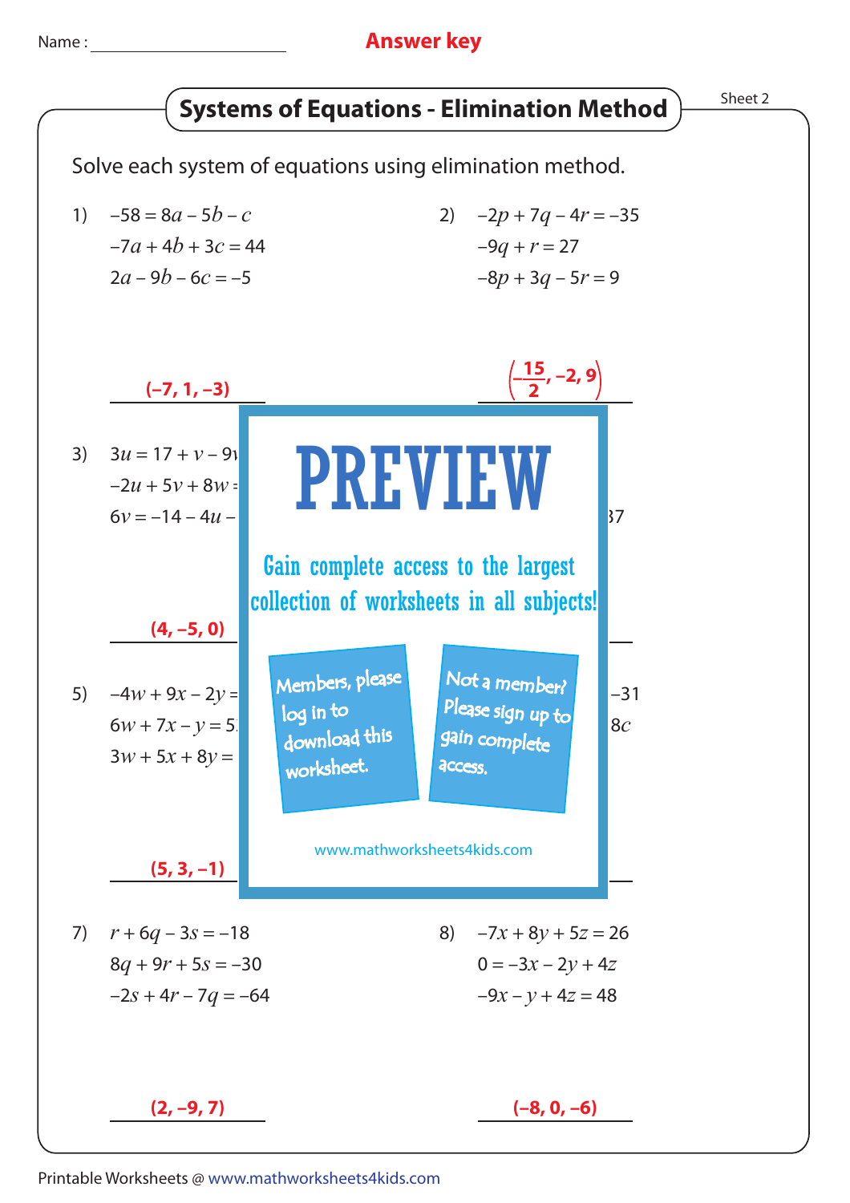Name : ____________________ **Answer key**

# Systems of Equations - Elimination Method

Sheet 2

Solve each system of equations using elimination method.

1) $-58 = 8a - 5b - c$
$-7a + 4b + 3c = 44$
$2a - 9b - 6c = -5$

**$(-7, 1, -3)$**

2) $-2p + 7q - 4r = -35$
$-9q + r = 27$
$-8p + 3q - 5r = 9$

**$\left(-\frac{15}{2}, -2, 9\right)$**

3) $3u = 17 + v - 9$
$-2u + 5v + 8w =$
$6v = -14 - 4u -$

**$(4, -5, 0)$**

4) 
37

5) $-4w + 9x - 2y =$
$6w + 7x - y = 5$
$3w + 5x + 8y =$

**$(5, 3, -1)$**

6) 
$-31$
$8c$

**PREVIEW**

Gain complete access to the largest collection of worksheets in all subjects!

Members, please log in to download this worksheet.

Not a member? Please sign up to gain complete access.

www.mathworksheets4kids.com

7) $r + 6q - 3s = -18$
$8q + 9r + 5s = -30$
$-2s + 4r - 7q = -64$

**$(2, -9, 7)$**

8) $-7x + 8y + 5z = 26$
$0 = -3x - 2y + 4z$
$-9x - y + 4z = 48$

**$(-8, 0, -6)$**

Printable Worksheets @ www.mathworksheets4kids.com